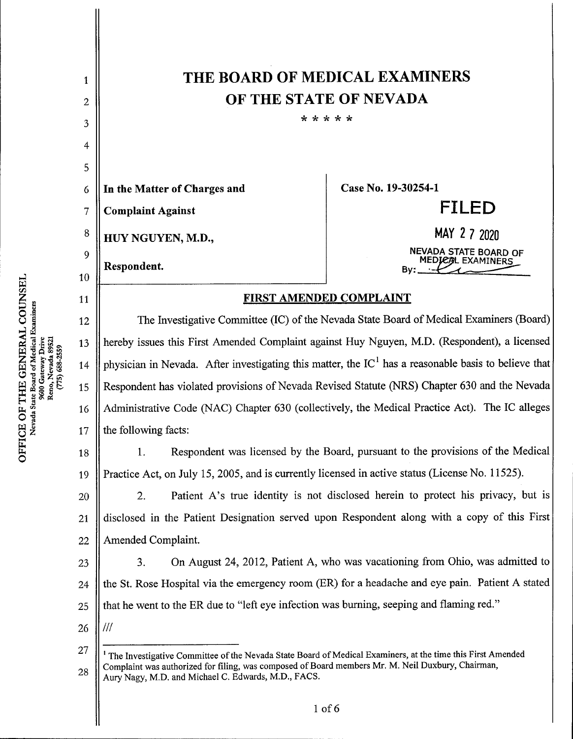# THE BOARD OF MEDICAL EXAMINERS
# OF THE STATE OF NEVADA

\* \* \* \* \*

**In the Matter of Charges and**

**Complaint Against**

**HUY NGUYEN, M.D.,**

**Respondent.**

**Case No. 19-30254-1**

**FILED**

**MAY 2 7 2020**

NEVADA STATE BOARD OF MEDICAL EXAMINERS

By: ________

## FIRST AMENDED COMPLAINT

The Investigative Committee (IC) of the Nevada State Board of Medical Examiners (Board) hereby issues this First Amended Complaint against Huy Nguyen, M.D. (Respondent), a licensed physician in Nevada. After investigating this matter, the IC[1] has a reasonable basis to believe that Respondent has violated provisions of Nevada Revised Statute (NRS) Chapter 630 and the Nevada Administrative Code (NAC) Chapter 630 (collectively, the Medical Practice Act). The IC alleges the following facts:

1. Respondent was licensed by the Board, pursuant to the provisions of the Medical Practice Act, on July 15, 2005, and is currently licensed in active status (License No. 11525).

2. Patient A's true identity is not disclosed herein to protect his privacy, but is disclosed in the Patient Designation served upon Respondent along with a copy of this First Amended Complaint.

3. On August 24, 2012, Patient A, who was vacationing from Ohio, was admitted to the St. Rose Hospital via the emergency room (ER) for a headache and eye pain. Patient A stated that he went to the ER due to "left eye infection was burning, seeping and flaming red."

///

[1] The Investigative Committee of the Nevada State Board of Medical Examiners, at the time this First Amended Complaint was authorized for filing, was composed of Board members Mr. M. Neil Duxbury, Chairman, Aury Nagy, M.D. and Michael C. Edwards, M.D., FACS.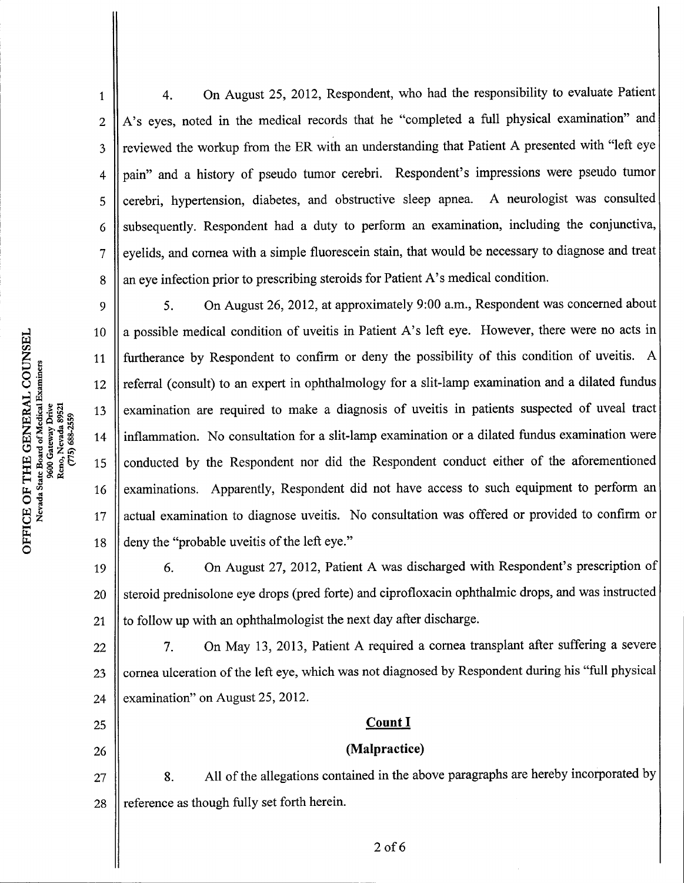4. On August 25, 2012, Respondent, who had the responsibility to evaluate Patient A's eyes, noted in the medical records that he "completed a full physical examination" and reviewed the workup from the ER with an understanding that Patient A presented with "left eye pain" and a history of pseudo tumor cerebri. Respondent's impressions were pseudo tumor cerebri, hypertension, diabetes, and obstructive sleep apnea. A neurologist was consulted subsequently. Respondent had a duty to perform an examination, including the conjunctiva, eyelids, and cornea with a simple fluorescein stain, that would be necessary to diagnose and treat an eye infection prior to prescribing steroids for Patient A's medical condition.

5. On August 26, 2012, at approximately 9:00 a.m., Respondent was concerned about a possible medical condition of uveitis in Patient A's left eye. However, there were no acts in furtherance by Respondent to confirm or deny the possibility of this condition of uveitis. A referral (consult) to an expert in ophthalmology for a slit-lamp examination and a dilated fundus examination are required to make a diagnosis of uveitis in patients suspected of uveal tract inflammation. No consultation for a slit-lamp examination or a dilated fundus examination were conducted by the Respondent nor did the Respondent conduct either of the aforementioned examinations. Apparently, Respondent did not have access to such equipment to perform an actual examination to diagnose uveitis. No consultation was offered or provided to confirm or deny the "probable uveitis of the left eye."

6. On August 27, 2012, Patient A was discharged with Respondent's prescription of steroid prednisolone eye drops (pred forte) and ciprofloxacin ophthalmic drops, and was instructed to follow up with an ophthalmologist the next day after discharge.

7. On May 13, 2013, Patient A required a cornea transplant after suffering a severe cornea ulceration of the left eye, which was not diagnosed by Respondent during his "full physical examination" on August 25, 2012.

## Count I

## (Malpractice)

8. All of the allegations contained in the above paragraphs are hereby incorporated by reference as though fully set forth herein.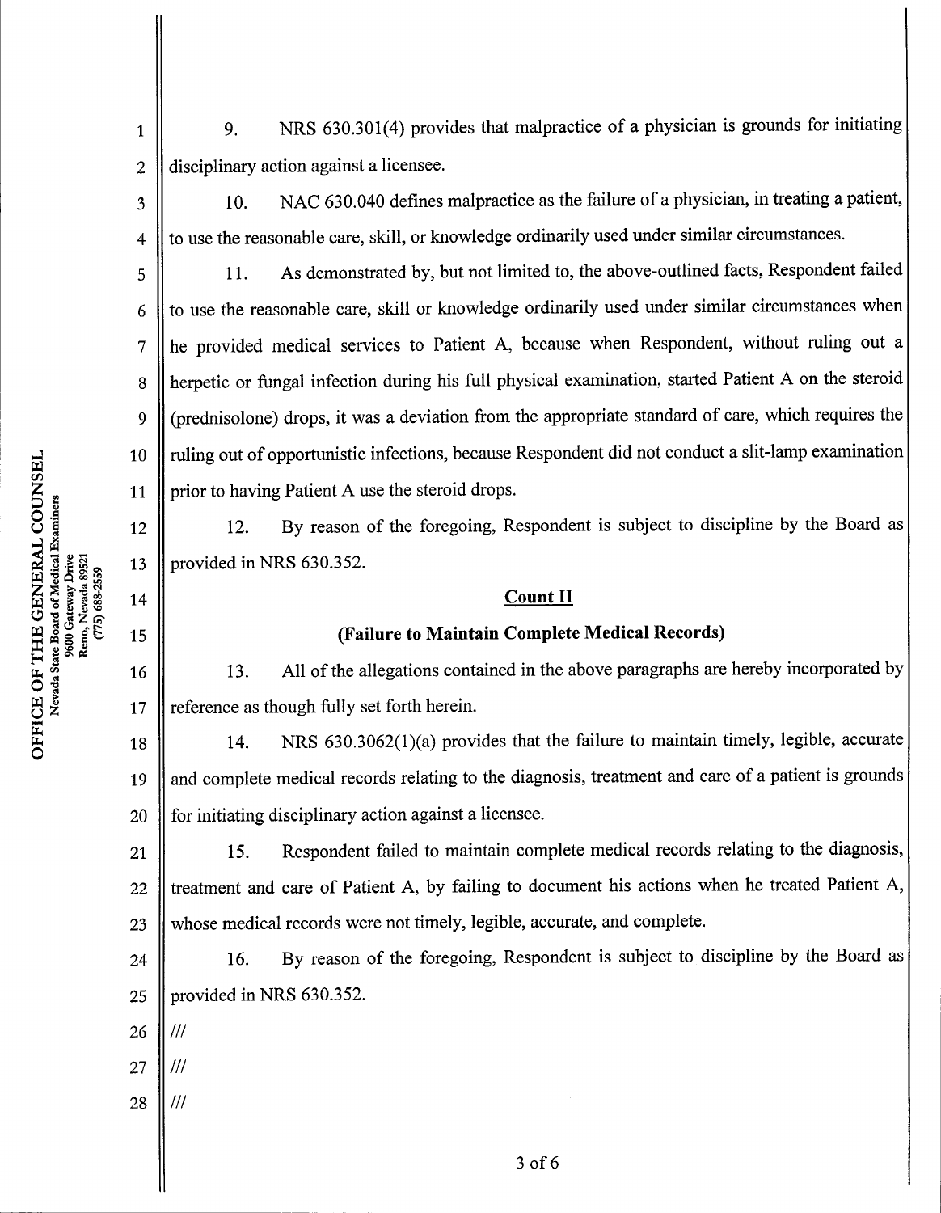9. NRS 630.301(4) provides that malpractice of a physician is grounds for initiating disciplinary action against a licensee.

10. NAC 630.040 defines malpractice as the failure of a physician, in treating a patient, to use the reasonable care, skill, or knowledge ordinarily used under similar circumstances.

11. As demonstrated by, but not limited to, the above-outlined facts, Respondent failed to use the reasonable care, skill or knowledge ordinarily used under similar circumstances when he provided medical services to Patient A, because when Respondent, without ruling out a herpetic or fungal infection during his full physical examination, started Patient A on the steroid (prednisolone) drops, it was a deviation from the appropriate standard of care, which requires the ruling out of opportunistic infections, because Respondent did not conduct a slit-lamp examination prior to having Patient A use the steroid drops.

12. By reason of the foregoing, Respondent is subject to discipline by the Board as provided in NRS 630.352.

## Count II

## (Failure to Maintain Complete Medical Records)

13. All of the allegations contained in the above paragraphs are hereby incorporated by reference as though fully set forth herein.

14. NRS 630.3062(1)(a) provides that the failure to maintain timely, legible, accurate and complete medical records relating to the diagnosis, treatment and care of a patient is grounds for initiating disciplinary action against a licensee.

15. Respondent failed to maintain complete medical records relating to the diagnosis, treatment and care of Patient A, by failing to document his actions when he treated Patient A, whose medical records were not timely, legible, accurate, and complete.

16. By reason of the foregoing, Respondent is subject to discipline by the Board as provided in NRS 630.352.

///

///

///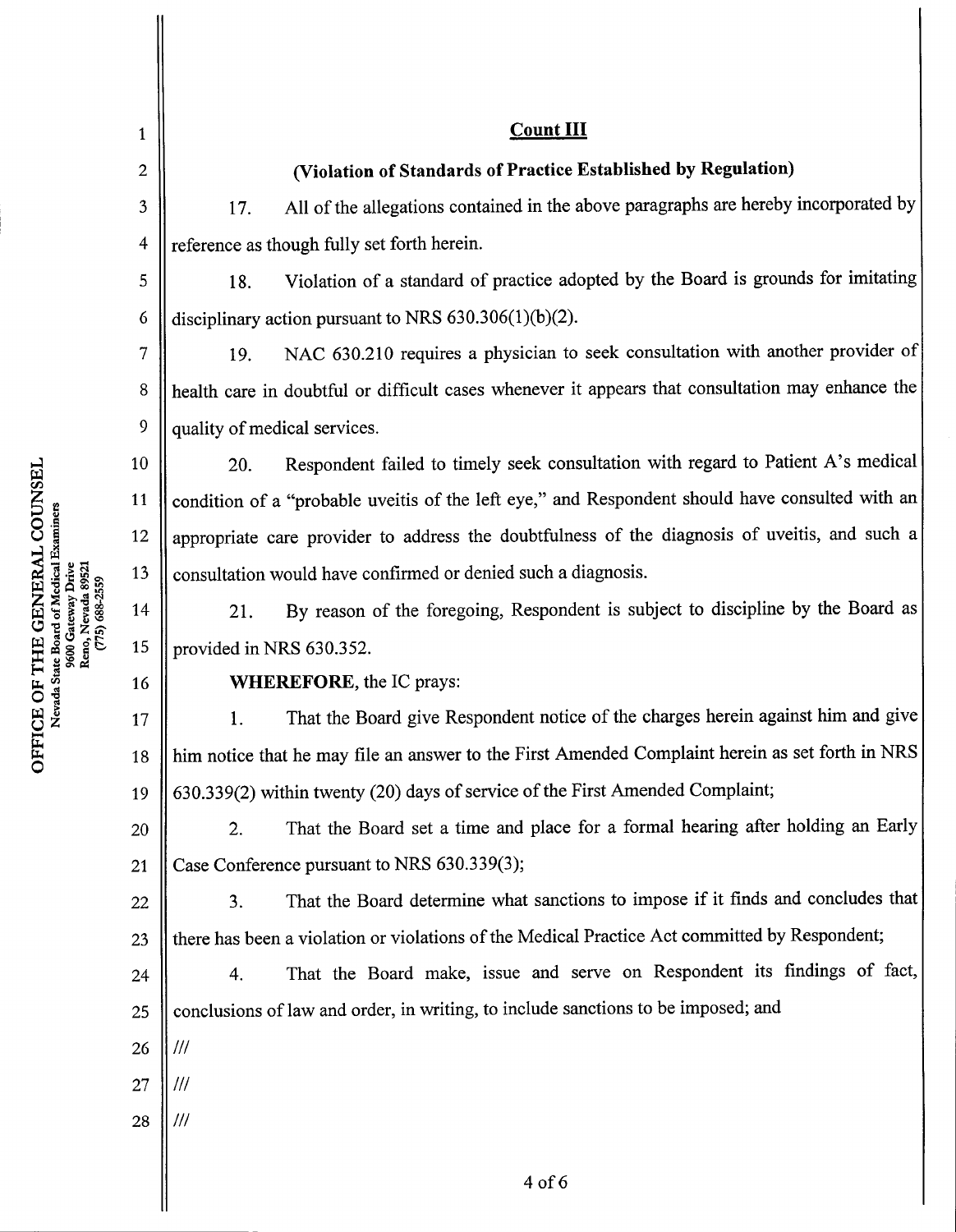## Count III

### (Violation of Standards of Practice Established by Regulation)

17. All of the allegations contained in the above paragraphs are hereby incorporated by reference as though fully set forth herein.

18. Violation of a standard of practice adopted by the Board is grounds for imitating disciplinary action pursuant to NRS 630.306(1)(b)(2).

19. NAC 630.210 requires a physician to seek consultation with another provider of health care in doubtful or difficult cases whenever it appears that consultation may enhance the quality of medical services.

20. Respondent failed to timely seek consultation with regard to Patient A's medical condition of a "probable uveitis of the left eye," and Respondent should have consulted with an appropriate care provider to address the doubtfulness of the diagnosis of uveitis, and such a consultation would have confirmed or denied such a diagnosis.

21. By reason of the foregoing, Respondent is subject to discipline by the Board as provided in NRS 630.352.

**WHEREFORE,** the IC prays:

1. That the Board give Respondent notice of the charges herein against him and give him notice that he may file an answer to the First Amended Complaint herein as set forth in NRS 630.339(2) within twenty (20) days of service of the First Amended Complaint;

2. That the Board set a time and place for a formal hearing after holding an Early Case Conference pursuant to NRS 630.339(3);

3. That the Board determine what sanctions to impose if it finds and concludes that there has been a violation or violations of the Medical Practice Act committed by Respondent;

4. That the Board make, issue and serve on Respondent its findings of fact, conclusions of law and order, in writing, to include sanctions to be imposed; and

///

///

///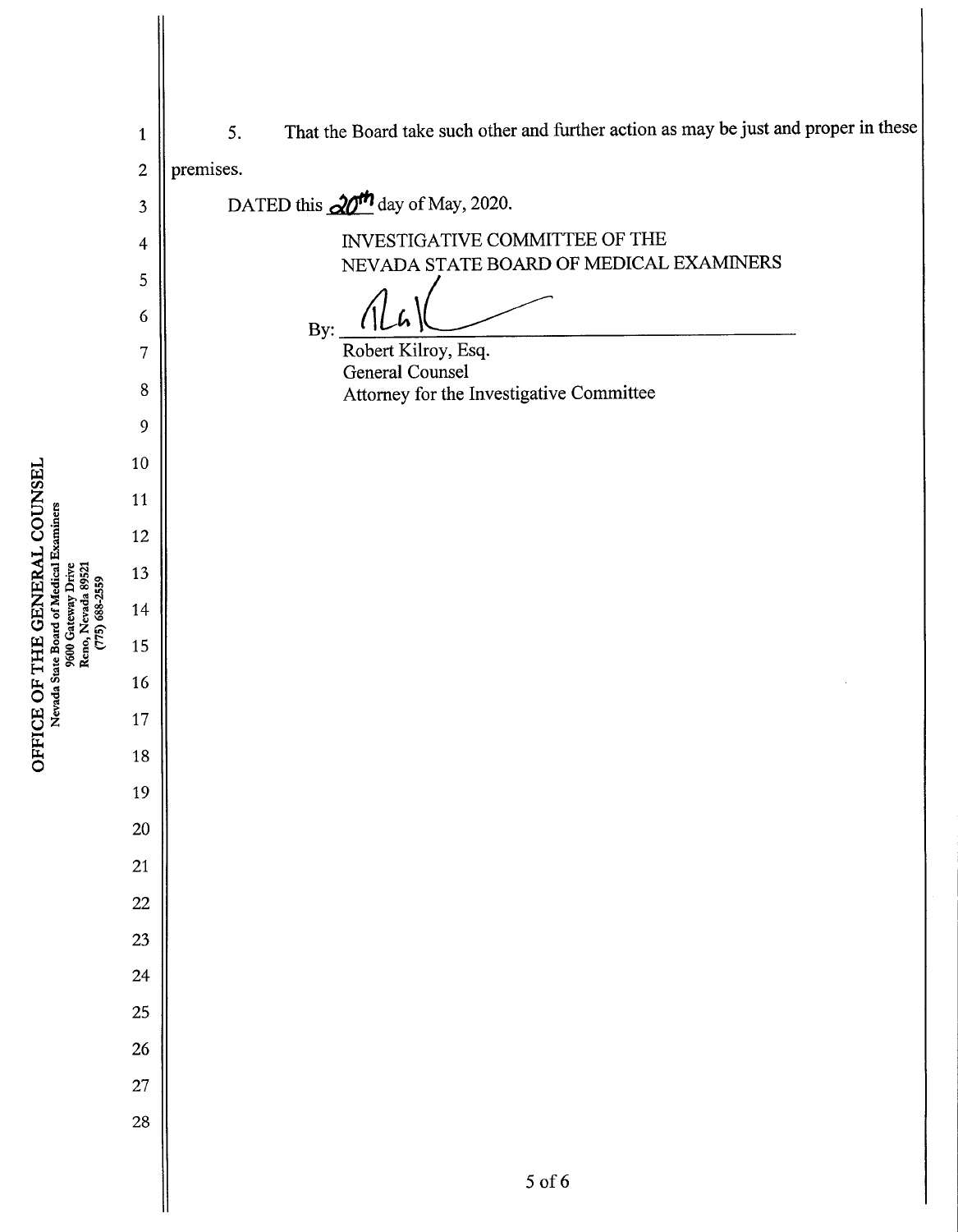5. That the Board take such other and further action as may be just and proper in these premises.

DATED this 20th day of May, 2020.

INVESTIGATIVE COMMITTEE OF THE
NEVADA STATE BOARD OF MEDICAL EXAMINERS

By: ______________________________
Robert Kilroy, Esq.
General Counsel
Attorney for the Investigative Committee

OFFICE OF THE GENERAL COUNSEL
Nevada State Board of Medical Examiners
9600 Gateway Drive
Reno, Nevada 89521
(775) 688-2559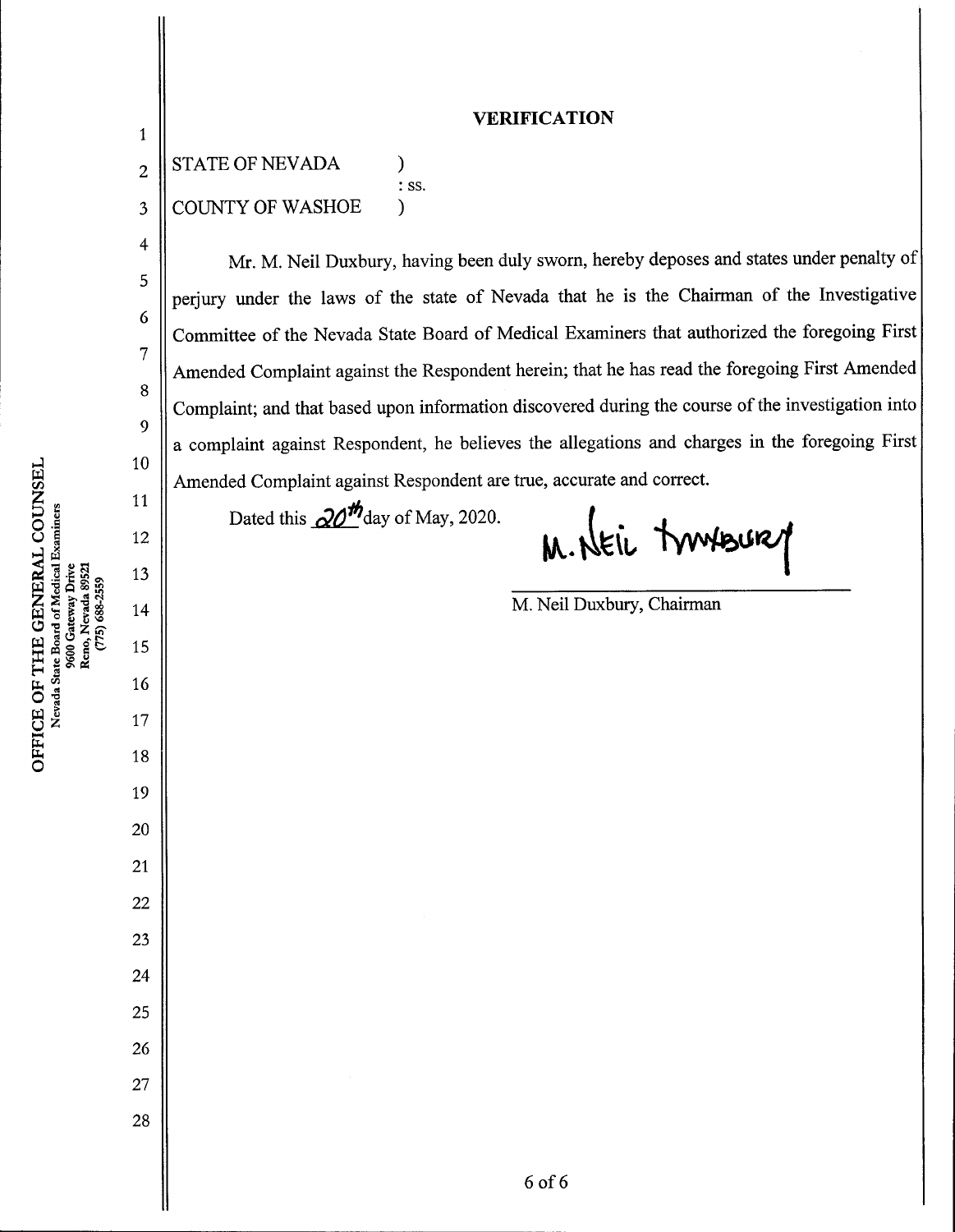## VERIFICATION

STATE OF NEVADA )
: ss.
COUNTY OF WASHOE )

Mr. M. Neil Duxbury, having been duly sworn, hereby deposes and states under penalty of perjury under the laws of the state of Nevada that he is the Chairman of the Investigative Committee of the Nevada State Board of Medical Examiners that authorized the foregoing First Amended Complaint against the Respondent herein; that he has read the foregoing First Amended Complaint; and that based upon information discovered during the course of the investigation into a complaint against Respondent, he believes the allegations and charges in the foregoing First Amended Complaint against Respondent are true, accurate and correct.

Dated this 20th day of May, 2020.

M. Neil Duxbury

M. Neil Duxbury, Chairman

OFFICE OF THE GENERAL COUNSEL
Nevada State Board of Medical Examiners
9600 Gateway Drive
Reno, Nevada 89521
(775) 688-2559